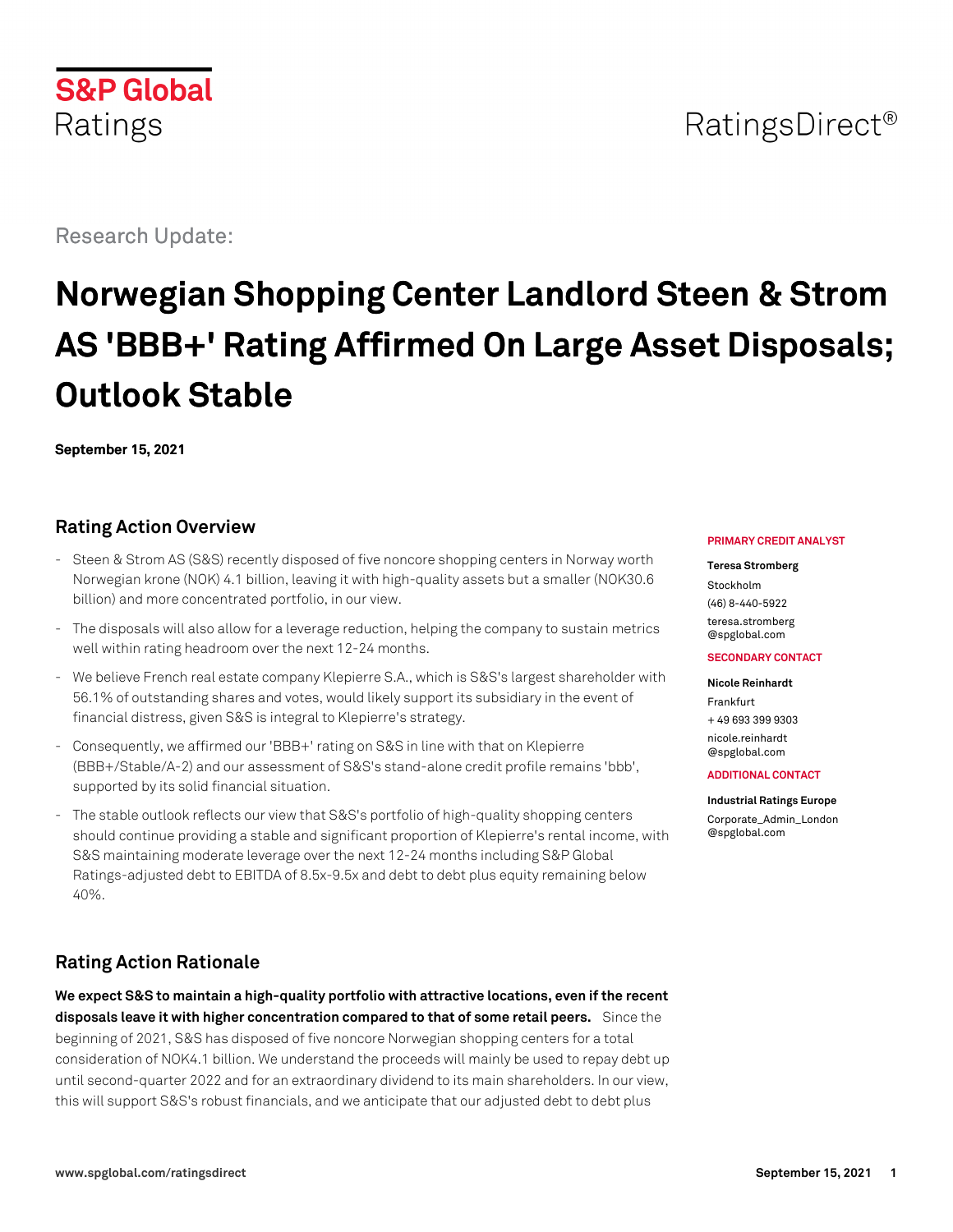S&P Global Ratings

RatingsDirect®

Research Update:

# Norwegian Shopping Center Landlord Steen & Strom AS 'BBB+' Rating Affirmed On Large Asset Disposals; Outlook Stable

**September 15, 2021**

**PRIMARY CREDIT ANALYST**

**Teresa Stromberg**
Stockholm
(46) 8-440-5922
teresa.stromberg@spglobal.com

**SECONDARY CONTACT**

**Nicole Reinhardt**
Frankfurt
+ 49 693 399 9303
nicole.reinhardt@spglobal.com

**ADDITIONAL CONTACT**

**Industrial Ratings Europe**
Corporate_Admin_London@spglobal.com

## Rating Action Overview

- Steen & Strom AS (S&S) recently disposed of five noncore shopping centers in Norway worth Norwegian krone (NOK) 4.1 billion, leaving it with high-quality assets but a smaller (NOK30.6 billion) and more concentrated portfolio, in our view.
- The disposals will also allow for a leverage reduction, helping the company to sustain metrics well within rating headroom over the next 12-24 months.
- We believe French real estate company Klepierre S.A., which is S&S's largest shareholder with 56.1% of outstanding shares and votes, would likely support its subsidiary in the event of financial distress, given S&S is integral to Klepierre's strategy.
- Consequently, we affirmed our 'BBB+' rating on S&S in line with that on Klepierre (BBB+/Stable/A-2) and our assessment of S&S's stand-alone credit profile remains 'bbb', supported by its solid financial situation.
- The stable outlook reflects our view that S&S's portfolio of high-quality shopping centers should continue providing a stable and significant proportion of Klepierre's rental income, with S&S maintaining moderate leverage over the next 12-24 months including S&P Global Ratings-adjusted debt to EBITDA of 8.5x-9.5x and debt to debt plus equity remaining below 40%.

## Rating Action Rationale

**We expect S&S to maintain a high-quality portfolio with attractive locations, even if the recent disposals leave it with higher concentration compared to that of some retail peers.** Since the beginning of 2021, S&S has disposed of five noncore Norwegian shopping centers for a total consideration of NOK4.1 billion. We understand the proceeds will mainly be used to repay debt up until second-quarter 2022 and for an extraordinary dividend to its main shareholders. In our view, this will support S&S's robust financials, and we anticipate that our adjusted debt to debt plus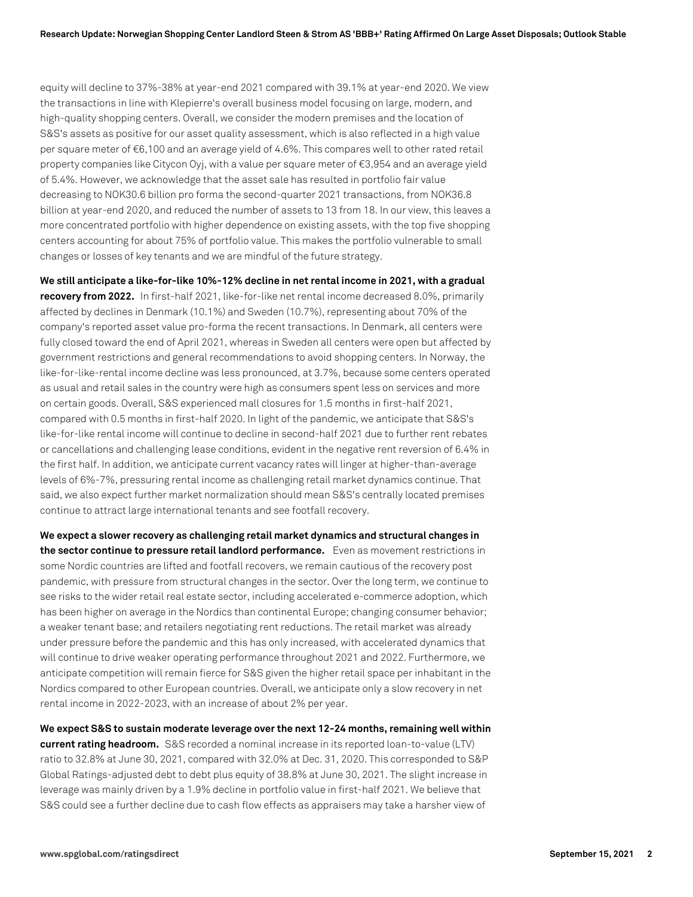equity will decline to 37%-38% at year-end 2021 compared with 39.1% at year-end 2020. We view the transactions in line with Klepierre's overall business model focusing on large, modern, and high-quality shopping centers. Overall, we consider the modern premises and the location of S&S's assets as positive for our asset quality assessment, which is also reflected in a high value per square meter of €6,100 and an average yield of 4.6%. This compares well to other rated retail property companies like Citycon Oyj, with a value per square meter of €3,954 and an average yield of 5.4%. However, we acknowledge that the asset sale has resulted in portfolio fair value decreasing to NOK30.6 billion pro forma the second-quarter 2021 transactions, from NOK36.8 billion at year-end 2020, and reduced the number of assets to 13 from 18. In our view, this leaves a more concentrated portfolio with higher dependence on existing assets, with the top five shopping centers accounting for about 75% of portfolio value. This makes the portfolio vulnerable to small changes or losses of key tenants and we are mindful of the future strategy.

**We still anticipate a like-for-like 10%-12% decline in net rental income in 2021, with a gradual recovery from 2022.** In first-half 2021, like-for-like net rental income decreased 8.0%, primarily affected by declines in Denmark (10.1%) and Sweden (10.7%), representing about 70% of the company's reported asset value pro-forma the recent transactions. In Denmark, all centers were fully closed toward the end of April 2021, whereas in Sweden all centers were open but affected by government restrictions and general recommendations to avoid shopping centers. In Norway, the like-for-like-rental income decline was less pronounced, at 3.7%, because some centers operated as usual and retail sales in the country were high as consumers spent less on services and more on certain goods. Overall, S&S experienced mall closures for 1.5 months in first-half 2021, compared with 0.5 months in first-half 2020. In light of the pandemic, we anticipate that S&S's like-for-like rental income will continue to decline in second-half 2021 due to further rent rebates or cancellations and challenging lease conditions, evident in the negative rent reversion of 6.4% in the first half. In addition, we anticipate current vacancy rates will linger at higher-than-average levels of 6%-7%, pressuring rental income as challenging retail market dynamics continue. That said, we also expect further market normalization should mean S&S's centrally located premises continue to attract large international tenants and see footfall recovery.

**We expect a slower recovery as challenging retail market dynamics and structural changes in the sector continue to pressure retail landlord performance.** Even as movement restrictions in some Nordic countries are lifted and footfall recovers, we remain cautious of the recovery post pandemic, with pressure from structural changes in the sector. Over the long term, we continue to see risks to the wider retail real estate sector, including accelerated e-commerce adoption, which has been higher on average in the Nordics than continental Europe; changing consumer behavior; a weaker tenant base; and retailers negotiating rent reductions. The retail market was already under pressure before the pandemic and this has only increased, with accelerated dynamics that will continue to drive weaker operating performance throughout 2021 and 2022. Furthermore, we anticipate competition will remain fierce for S&S given the higher retail space per inhabitant in the Nordics compared to other European countries. Overall, we anticipate only a slow recovery in net rental income in 2022-2023, with an increase of about 2% per year.

**We expect S&S to sustain moderate leverage over the next 12-24 months, remaining well within current rating headroom.** S&S recorded a nominal increase in its reported loan-to-value (LTV) ratio to 32.8% at June 30, 2021, compared with 32.0% at Dec. 31, 2020. This corresponded to S&P Global Ratings-adjusted debt to debt plus equity of 38.8% at June 30, 2021. The slight increase in leverage was mainly driven by a 1.9% decline in portfolio value in first-half 2021. We believe that S&S could see a further decline due to cash flow effects as appraisers may take a harsher view of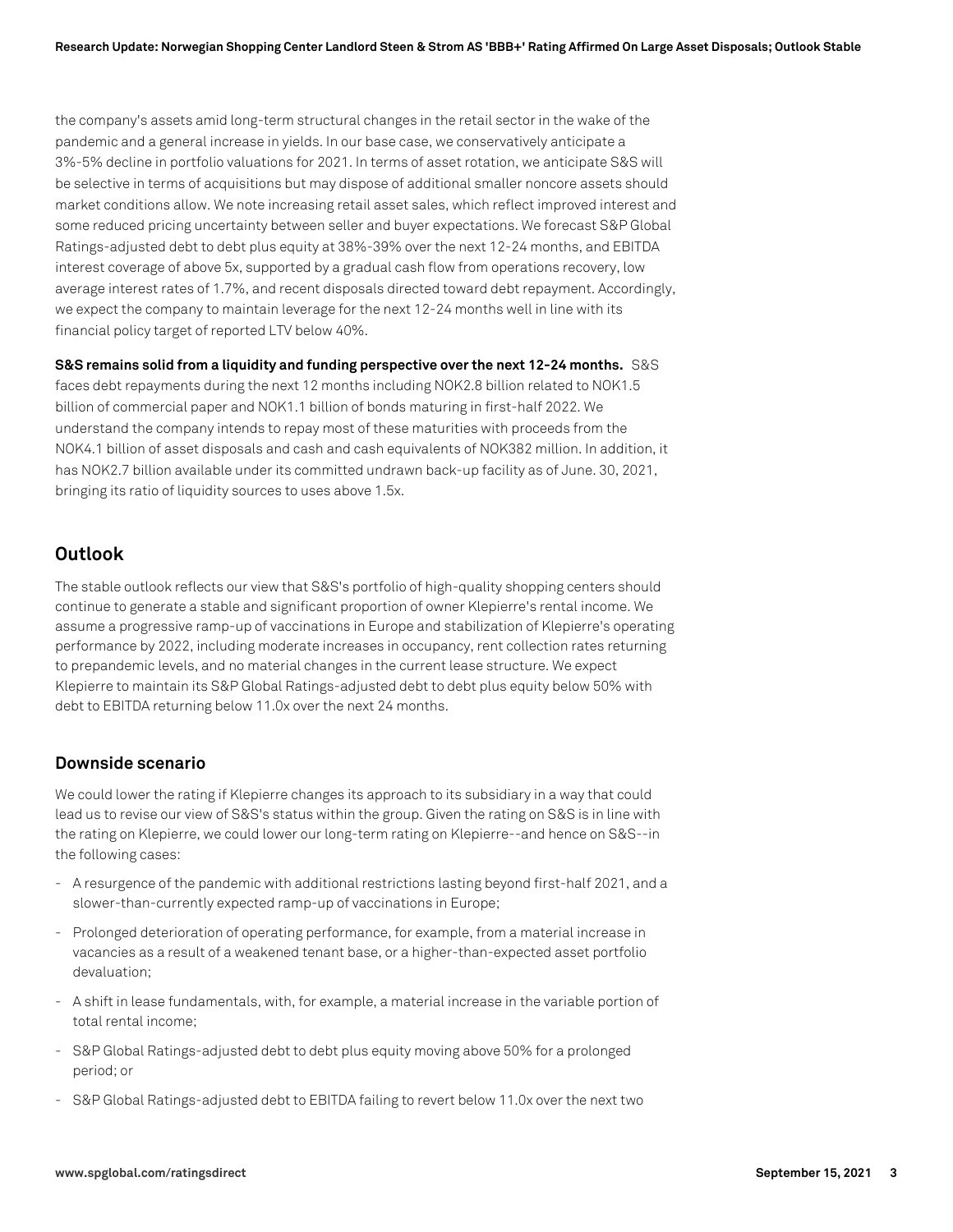the company's assets amid long-term structural changes in the retail sector in the wake of the pandemic and a general increase in yields. In our base case, we conservatively anticipate a 3%-5% decline in portfolio valuations for 2021. In terms of asset rotation, we anticipate S&S will be selective in terms of acquisitions but may dispose of additional smaller noncore assets should market conditions allow. We note increasing retail asset sales, which reflect improved interest and some reduced pricing uncertainty between seller and buyer expectations. We forecast S&P Global Ratings-adjusted debt to debt plus equity at 38%-39% over the next 12-24 months, and EBITDA interest coverage of above 5x, supported by a gradual cash flow from operations recovery, low average interest rates of 1.7%, and recent disposals directed toward debt repayment. Accordingly, we expect the company to maintain leverage for the next 12-24 months well in line with its financial policy target of reported LTV below 40%.

**S&S remains solid from a liquidity and funding perspective over the next 12-24 months.** S&S faces debt repayments during the next 12 months including NOK2.8 billion related to NOK1.5 billion of commercial paper and NOK1.1 billion of bonds maturing in first-half 2022. We understand the company intends to repay most of these maturities with proceeds from the NOK4.1 billion of asset disposals and cash and cash equivalents of NOK382 million. In addition, it has NOK2.7 billion available under its committed undrawn back-up facility as of June. 30, 2021, bringing its ratio of liquidity sources to uses above 1.5x.

## Outlook

The stable outlook reflects our view that S&S's portfolio of high-quality shopping centers should continue to generate a stable and significant proportion of owner Klepierre's rental income. We assume a progressive ramp-up of vaccinations in Europe and stabilization of Klepierre's operating performance by 2022, including moderate increases in occupancy, rent collection rates returning to prepandemic levels, and no material changes in the current lease structure. We expect Klepierre to maintain its S&P Global Ratings-adjusted debt to debt plus equity below 50% with debt to EBITDA returning below 11.0x over the next 24 months.

### Downside scenario

We could lower the rating if Klepierre changes its approach to its subsidiary in a way that could lead us to revise our view of S&S's status within the group. Given the rating on S&S is in line with the rating on Klepierre, we could lower our long-term rating on Klepierre--and hence on S&S--in the following cases:

- A resurgence of the pandemic with additional restrictions lasting beyond first-half 2021, and a slower-than-currently expected ramp-up of vaccinations in Europe;
- Prolonged deterioration of operating performance, for example, from a material increase in vacancies as a result of a weakened tenant base, or a higher-than-expected asset portfolio devaluation;
- A shift in lease fundamentals, with, for example, a material increase in the variable portion of total rental income;
- S&P Global Ratings-adjusted debt to debt plus equity moving above 50% for a prolonged period; or
- S&P Global Ratings-adjusted debt to EBITDA failing to revert below 11.0x over the next two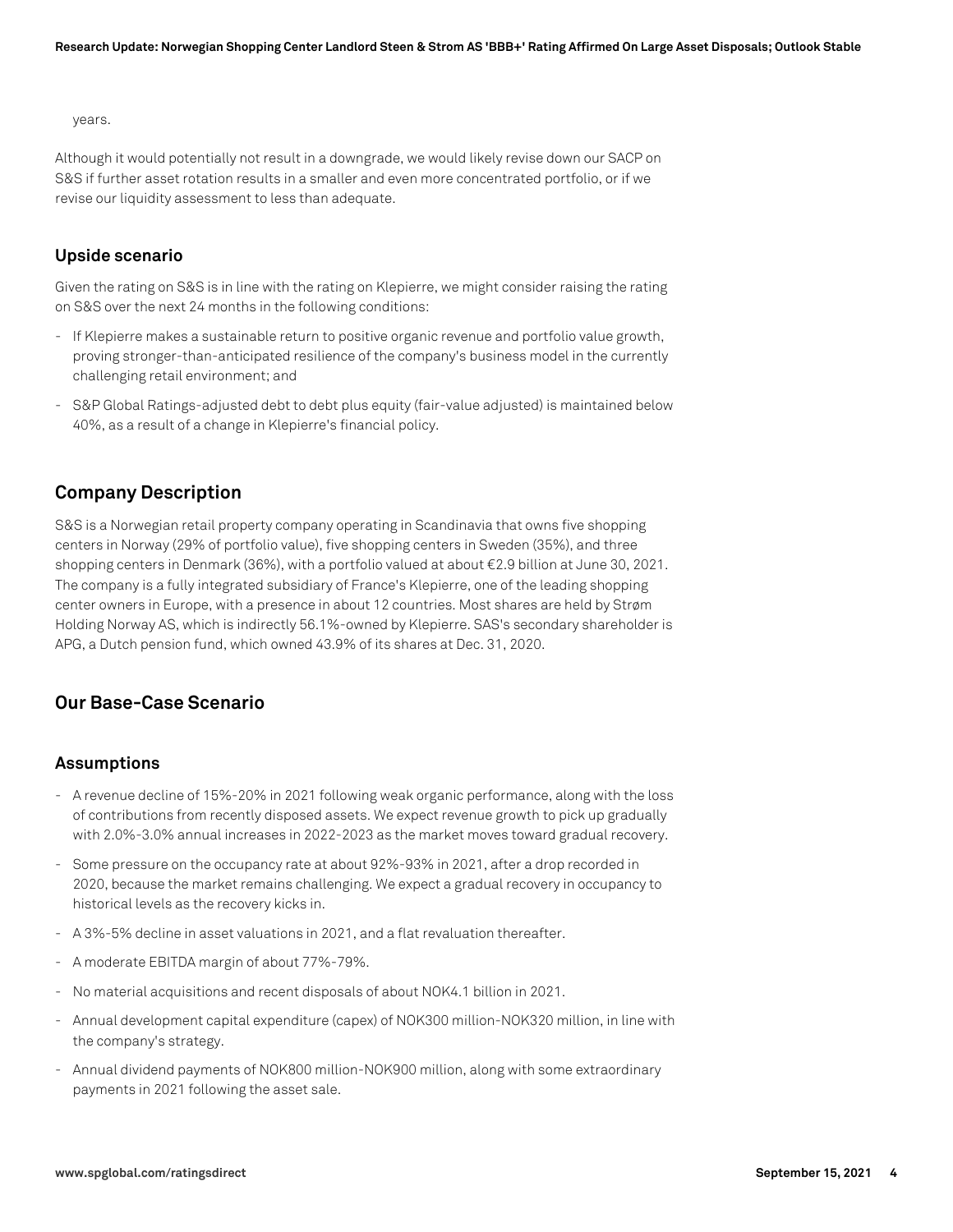years.

Although it would potentially not result in a downgrade, we would likely revise down our SACP on S&S if further asset rotation results in a smaller and even more concentrated portfolio, or if we revise our liquidity assessment to less than adequate.

### Upside scenario

Given the rating on S&S is in line with the rating on Klepierre, we might consider raising the rating on S&S over the next 24 months in the following conditions:

- If Klepierre makes a sustainable return to positive organic revenue and portfolio value growth, proving stronger-than-anticipated resilience of the company's business model in the currently challenging retail environment; and
- S&P Global Ratings-adjusted debt to debt plus equity (fair-value adjusted) is maintained below 40%, as a result of a change in Klepierre's financial policy.

## Company Description

S&S is a Norwegian retail property company operating in Scandinavia that owns five shopping centers in Norway (29% of portfolio value), five shopping centers in Sweden (35%), and three shopping centers in Denmark (36%), with a portfolio valued at about €2.9 billion at June 30, 2021. The company is a fully integrated subsidiary of France's Klepierre, one of the leading shopping center owners in Europe, with a presence in about 12 countries. Most shares are held by Strøm Holding Norway AS, which is indirectly 56.1%-owned by Klepierre. SAS's secondary shareholder is APG, a Dutch pension fund, which owned 43.9% of its shares at Dec. 31, 2020.

## Our Base-Case Scenario

### Assumptions

- A revenue decline of 15%-20% in 2021 following weak organic performance, along with the loss of contributions from recently disposed assets. We expect revenue growth to pick up gradually with 2.0%-3.0% annual increases in 2022-2023 as the market moves toward gradual recovery.
- Some pressure on the occupancy rate at about 92%-93% in 2021, after a drop recorded in 2020, because the market remains challenging. We expect a gradual recovery in occupancy to historical levels as the recovery kicks in.
- A 3%-5% decline in asset valuations in 2021, and a flat revaluation thereafter.
- A moderate EBITDA margin of about 77%-79%.
- No material acquisitions and recent disposals of about NOK4.1 billion in 2021.
- Annual development capital expenditure (capex) of NOK300 million-NOK320 million, in line with the company's strategy.
- Annual dividend payments of NOK800 million-NOK900 million, along with some extraordinary payments in 2021 following the asset sale.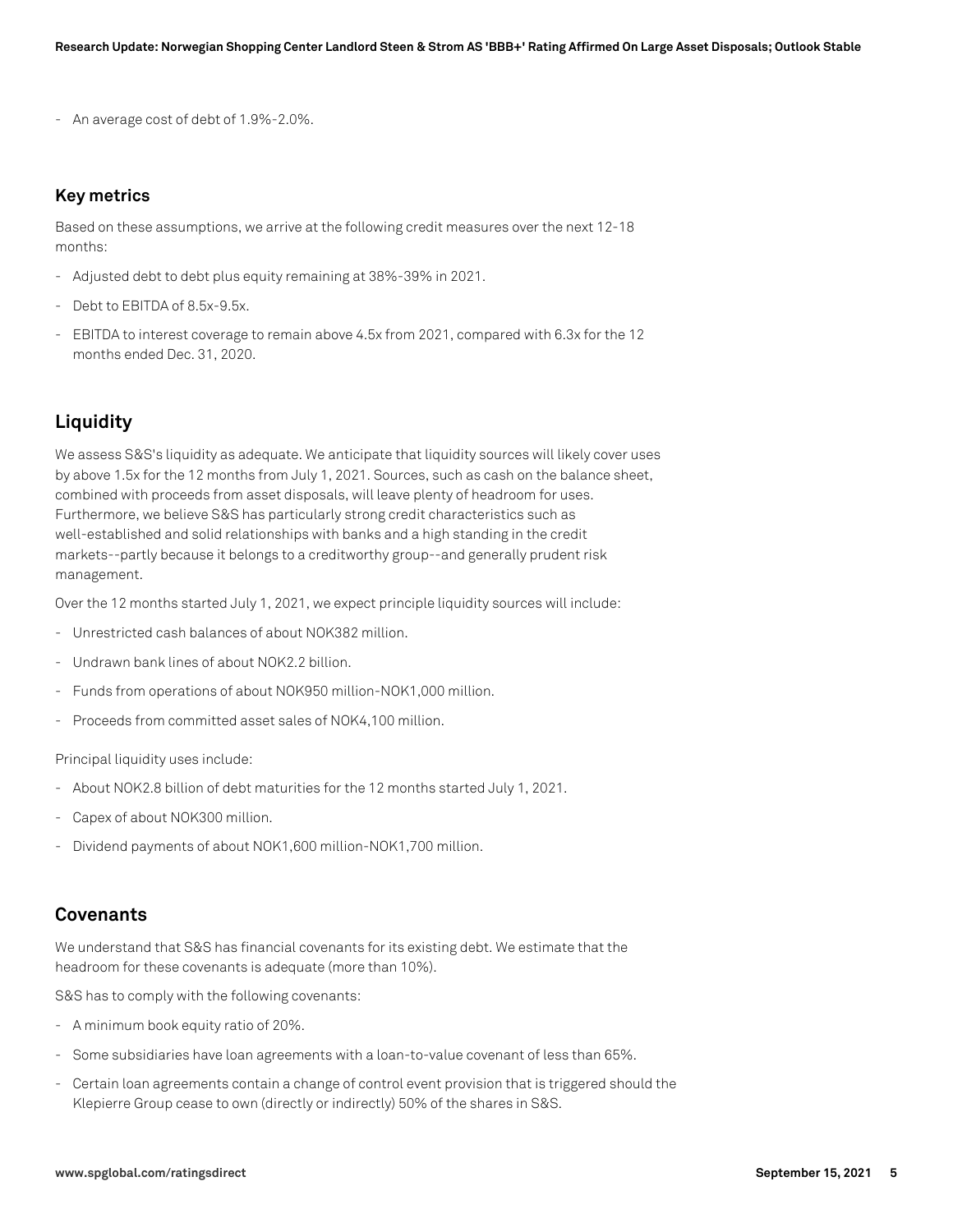- An average cost of debt of 1.9%-2.0%.

### Key metrics

Based on these assumptions, we arrive at the following credit measures over the next 12-18 months:

- Adjusted debt to debt plus equity remaining at 38%-39% in 2021.
- Debt to EBITDA of 8.5x-9.5x.
- EBITDA to interest coverage to remain above 4.5x from 2021, compared with 6.3x for the 12 months ended Dec. 31, 2020.

## Liquidity

We assess S&S's liquidity as adequate. We anticipate that liquidity sources will likely cover uses by above 1.5x for the 12 months from July 1, 2021. Sources, such as cash on the balance sheet, combined with proceeds from asset disposals, will leave plenty of headroom for uses. Furthermore, we believe S&S has particularly strong credit characteristics such as well-established and solid relationships with banks and a high standing in the credit markets--partly because it belongs to a creditworthy group--and generally prudent risk management.

Over the 12 months started July 1, 2021, we expect principle liquidity sources will include:

- Unrestricted cash balances of about NOK382 million.
- Undrawn bank lines of about NOK2.2 billion.
- Funds from operations of about NOK950 million-NOK1,000 million.
- Proceeds from committed asset sales of NOK4,100 million.

Principal liquidity uses include:

- About NOK2.8 billion of debt maturities for the 12 months started July 1, 2021.
- Capex of about NOK300 million.
- Dividend payments of about NOK1,600 million-NOK1,700 million.

## Covenants

We understand that S&S has financial covenants for its existing debt. We estimate that the headroom for these covenants is adequate (more than 10%).

S&S has to comply with the following covenants:

- A minimum book equity ratio of 20%.
- Some subsidiaries have loan agreements with a loan-to-value covenant of less than 65%.
- Certain loan agreements contain a change of control event provision that is triggered should the Klepierre Group cease to own (directly or indirectly) 50% of the shares in S&S.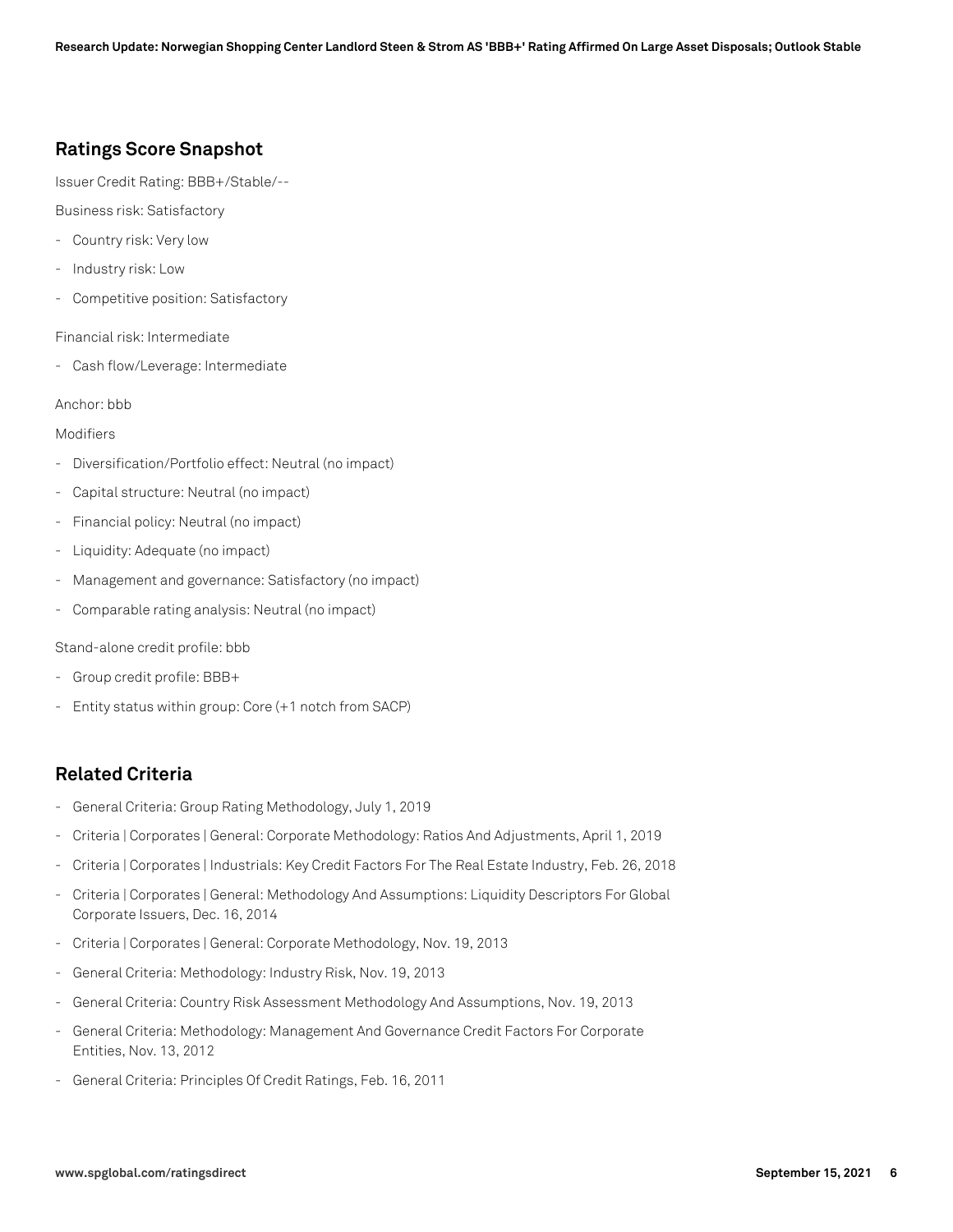## Ratings Score Snapshot

Issuer Credit Rating: BBB+/Stable/--

Business risk: Satisfactory

- Country risk: Very low
- Industry risk: Low
- Competitive position: Satisfactory

Financial risk: Intermediate

- Cash flow/Leverage: Intermediate

Anchor: bbb

Modifiers

- Diversification/Portfolio effect: Neutral (no impact)
- Capital structure: Neutral (no impact)
- Financial policy: Neutral (no impact)
- Liquidity: Adequate (no impact)
- Management and governance: Satisfactory (no impact)
- Comparable rating analysis: Neutral (no impact)

Stand-alone credit profile: bbb

- Group credit profile: BBB+
- Entity status within group: Core (+1 notch from SACP)

## Related Criteria

- General Criteria: Group Rating Methodology, July 1, 2019
- Criteria | Corporates | General: Corporate Methodology: Ratios And Adjustments, April 1, 2019
- Criteria | Corporates | Industrials: Key Credit Factors For The Real Estate Industry, Feb. 26, 2018
- Criteria | Corporates | General: Methodology And Assumptions: Liquidity Descriptors For Global Corporate Issuers, Dec. 16, 2014
- Criteria | Corporates | General: Corporate Methodology, Nov. 19, 2013
- General Criteria: Methodology: Industry Risk, Nov. 19, 2013
- General Criteria: Country Risk Assessment Methodology And Assumptions, Nov. 19, 2013
- General Criteria: Methodology: Management And Governance Credit Factors For Corporate Entities, Nov. 13, 2012
- General Criteria: Principles Of Credit Ratings, Feb. 16, 2011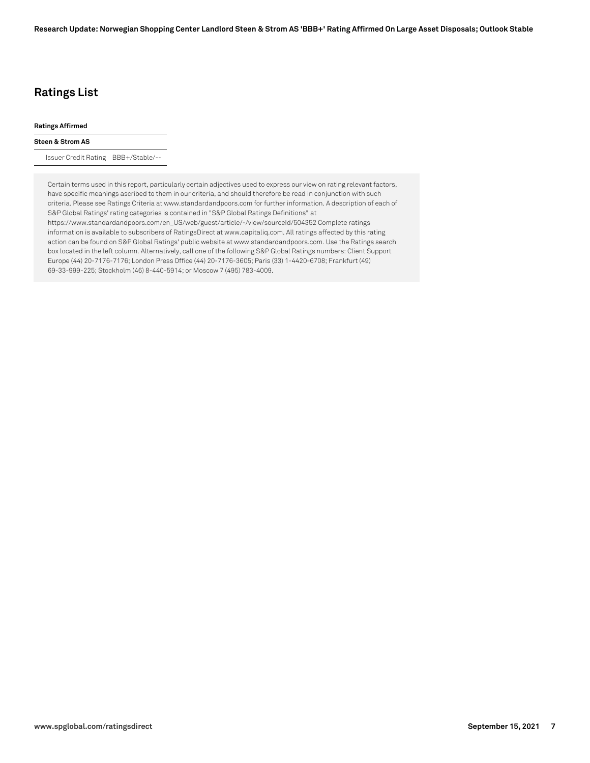## Ratings List

| Ratings Affirmed | |
|---|---|
| **Steen & Strom AS** | |
| Issuer Credit Rating | BBB+/Stable/-- |

Certain terms used in this report, particularly certain adjectives used to express our view on rating relevant factors, have specific meanings ascribed to them in our criteria, and should therefore be read in conjunction with such criteria. Please see Ratings Criteria at www.standardandpoors.com for further information. A description of each of S&P Global Ratings' rating categories is contained in "S&P Global Ratings Definitions" at https://www.standardandpoors.com/en_US/web/guest/article/-/view/sourceId/504352 Complete ratings information is available to subscribers of RatingsDirect at www.capitaliq.com. All ratings affected by this rating action can be found on S&P Global Ratings' public website at www.standardandpoors.com. Use the Ratings search box located in the left column. Alternatively, call one of the following S&P Global Ratings numbers: Client Support Europe (44) 20-7176-7176; London Press Office (44) 20-7176-3605; Paris (33) 1-4420-6708; Frankfurt (49) 69-33-999-225; Stockholm (46) 8-440-5914; or Moscow 7 (495) 783-4009.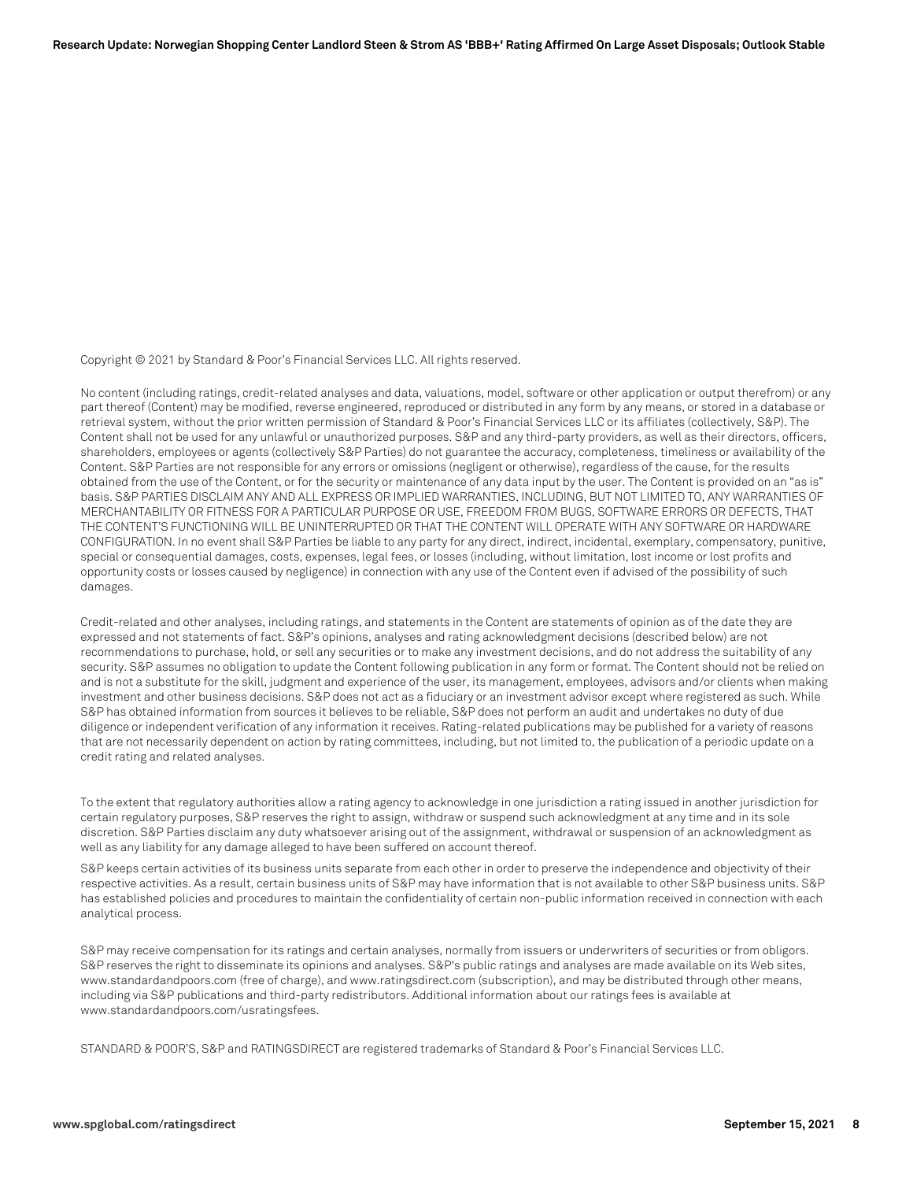Copyright © 2021 by Standard & Poor's Financial Services LLC. All rights reserved.

No content (including ratings, credit-related analyses and data, valuations, model, software or other application or output therefrom) or any part thereof (Content) may be modified, reverse engineered, reproduced or distributed in any form by any means, or stored in a database or retrieval system, without the prior written permission of Standard & Poor's Financial Services LLC or its affiliates (collectively, S&P). The Content shall not be used for any unlawful or unauthorized purposes. S&P and any third-party providers, as well as their directors, officers, shareholders, employees or agents (collectively S&P Parties) do not guarantee the accuracy, completeness, timeliness or availability of the Content. S&P Parties are not responsible for any errors or omissions (negligent or otherwise), regardless of the cause, for the results obtained from the use of the Content, or for the security or maintenance of any data input by the user. The Content is provided on an "as is" basis. S&P PARTIES DISCLAIM ANY AND ALL EXPRESS OR IMPLIED WARRANTIES, INCLUDING, BUT NOT LIMITED TO, ANY WARRANTIES OF MERCHANTABILITY OR FITNESS FOR A PARTICULAR PURPOSE OR USE, FREEDOM FROM BUGS, SOFTWARE ERRORS OR DEFECTS, THAT THE CONTENT'S FUNCTIONING WILL BE UNINTERRUPTED OR THAT THE CONTENT WILL OPERATE WITH ANY SOFTWARE OR HARDWARE CONFIGURATION. In no event shall S&P Parties be liable to any party for any direct, indirect, incidental, exemplary, compensatory, punitive, special or consequential damages, costs, expenses, legal fees, or losses (including, without limitation, lost income or lost profits and opportunity costs or losses caused by negligence) in connection with any use of the Content even if advised of the possibility of such damages.

Credit-related and other analyses, including ratings, and statements in the Content are statements of opinion as of the date they are expressed and not statements of fact. S&P's opinions, analyses and rating acknowledgment decisions (described below) are not recommendations to purchase, hold, or sell any securities or to make any investment decisions, and do not address the suitability of any security. S&P assumes no obligation to update the Content following publication in any form or format. The Content should not be relied on and is not a substitute for the skill, judgment and experience of the user, its management, employees, advisors and/or clients when making investment and other business decisions. S&P does not act as a fiduciary or an investment advisor except where registered as such. While S&P has obtained information from sources it believes to be reliable, S&P does not perform an audit and undertakes no duty of due diligence or independent verification of any information it receives. Rating-related publications may be published for a variety of reasons that are not necessarily dependent on action by rating committees, including, but not limited to, the publication of a periodic update on a credit rating and related analyses.

To the extent that regulatory authorities allow a rating agency to acknowledge in one jurisdiction a rating issued in another jurisdiction for certain regulatory purposes, S&P reserves the right to assign, withdraw or suspend such acknowledgment at any time and in its sole discretion. S&P Parties disclaim any duty whatsoever arising out of the assignment, withdrawal or suspension of an acknowledgment as well as any liability for any damage alleged to have been suffered on account thereof.

S&P keeps certain activities of its business units separate from each other in order to preserve the independence and objectivity of their respective activities. As a result, certain business units of S&P may have information that is not available to other S&P business units. S&P has established policies and procedures to maintain the confidentiality of certain non-public information received in connection with each analytical process.

S&P may receive compensation for its ratings and certain analyses, normally from issuers or underwriters of securities or from obligors. S&P reserves the right to disseminate its opinions and analyses. S&P's public ratings and analyses are made available on its Web sites, www.standardandpoors.com (free of charge), and www.ratingsdirect.com (subscription), and may be distributed through other means, including via S&P publications and third-party redistributors. Additional information about our ratings fees is available at www.standardandpoors.com/usratingsfees.

STANDARD & POOR'S, S&P and RATINGSDIRECT are registered trademarks of Standard & Poor's Financial Services LLC.